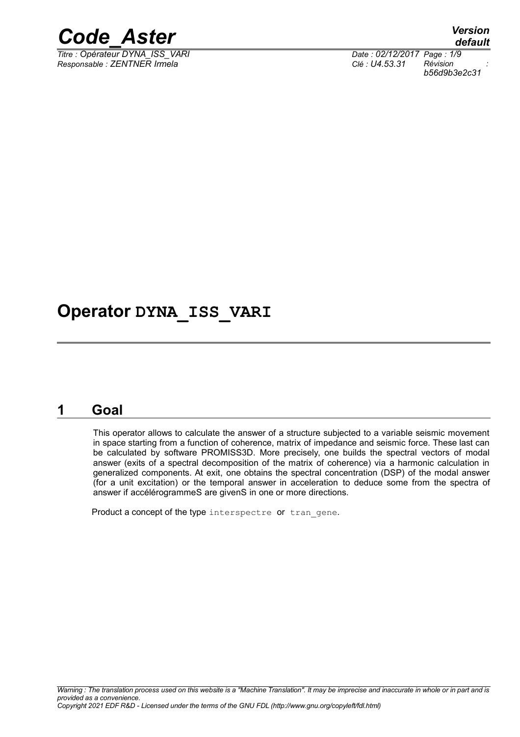# Operator DYNA_ISS_VARI

## 1 Goal

This operator allows to calculate the answer of a structure subjected to a variable seismic movement in space starting from a function of coherence, matrix of impedance and seismic force. These last can be calculated by software PROMISS3D. More precisely, one builds the spectral vectors of modal answer (exits of a spectral decomposition of the matrix of coherence) via a harmonic calculation in generalized components. At exit, one obtains the spectral concentration (DSP) of the modal answer (for a unit excitation) or the temporal answer in acceleration to deduce some from the spectra of answer if accélérogrammeS are givenS in one or more directions.

Product a concept of the type interspectre or tran_gene.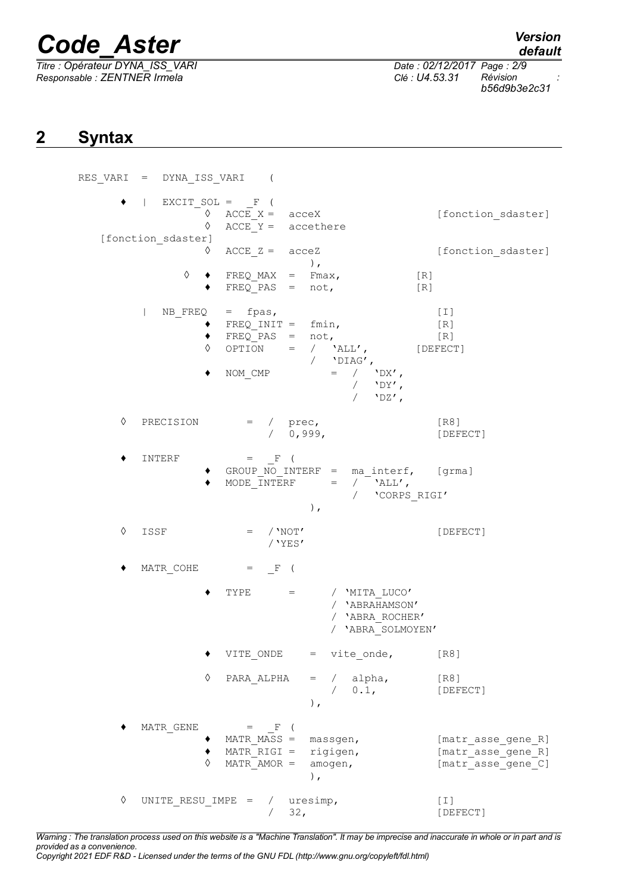## 2 Syntax

```
RES_VARI  =  DYNA_ISS_VARI    (

    ♦   |  EXCIT_SOL =  _F (
                ◊  ACCE_X =  acceX                    [fonction_sdaster]
                ◊  ACCE_Y =  accethere
    [fonction_sdaster]
                ◊  ACCE_Z =  acceZ                    [fonction_sdaster]
                               ),
            ◊   ♦  FREQ_MAX  =  Fmax,              [R]
                ♦  FREQ_PAS  =  not,               [R]

        |  NB_FREQ   =  fpas,                      [I]
                ♦  FREQ_INIT =  fmin,              [R]
                ♦  FREQ_PAS  =  not,               [R]
                ◊  OPTION    =  /  'ALL',          [DEFECT]
                                /  'DIAG',
                ♦  NOM_CMP          =  /  'DX',
                                       /  'DY',
                                       /  'DZ',

    ◊   PRECISION        =  /  prec,                   [R8]
                            /  0,999,                  [DEFECT]

    ♦   INTERF           =  _F (
                ♦  GROUP_NO_INTERF  =  ma_interf,  [grma]
                ♦  MODE_INTERF      =  /  'ALL',
                                       /  'CORPS_RIGI'
                               ),

    ◊   ISSF             =  /'NOT'                     [DEFECT]
                            /'YES'

    ♦   MATR_COHE        =  _F (

                ♦  TYPE       =      / 'MITA_LUCO'
                                     / 'ABRAHAMSON'
                                     / 'ABRA_ROCHER'
                                     / 'ABRA_SOLMOYEN'

                ♦  VITE_ONDE     =  vite_onde,        [R8]

                ◊  PARA_ALPHA    =  /  alpha,         [R8]
                                    /  0.1,           [DEFECT]
                               ),

    ♦   MATR_GENE        =  _F (
                ♦  MATR_MASS =  massgen,           [matr_asse_gene_R]
                ♦  MATR_RIGI =  rigigen,           [matr_asse_gene_R]
                ◊  MATR_AMOR =  amogen,            [matr_asse_gene_C]
                               ),

    ◊   UNITE_RESU_IMPE =  /  uresimp,                 [I]
                           /  32,                      [DEFECT]
```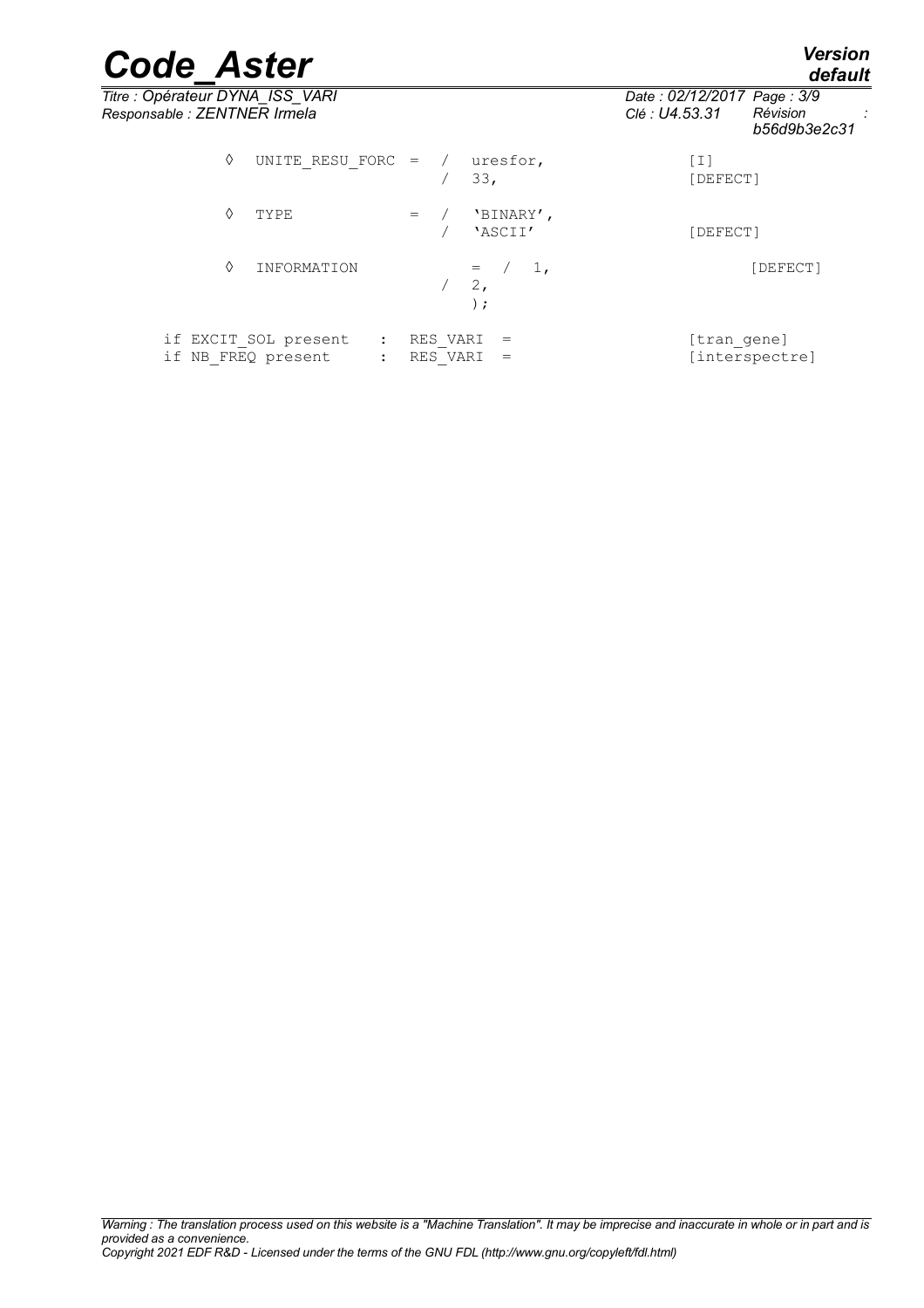```
◊  UNITE_RESU_FORC =  /  uresfor,              [I]
                      /  33,                   [DEFECT]

◊  TYPE            =  /  'BINARY',
                      /  'ASCII'               [DEFECT]

◊  INFORMATION           =  /  1,                  [DEFECT]
                         /  2,
                            );

if EXCIT_SOL present   :  RES_VARI  =          [tran_gene]
if NB_FREQ present     :  RES_VARI  =          [interspectre]
```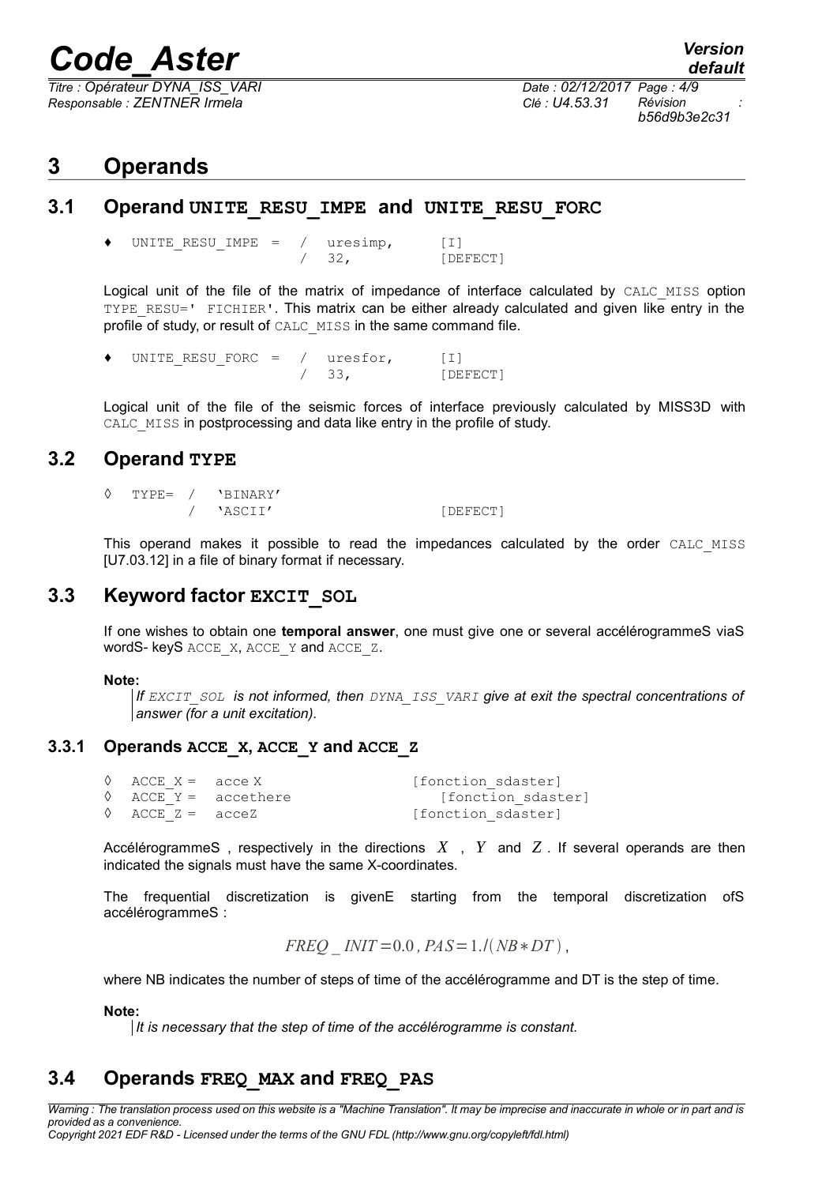# 3 Operands

## 3.1 Operand UNITE_RESU_IMPE and UNITE_RESU_FORC

```
♦ UNITE_RESU_IMPE = / uresimp,      [I]
                    / 32,           [DEFECT]
```

Logical unit of the file of the matrix of impedance of interface calculated by CALC_MISS option TYPE_RESU=' FICHIER'. This matrix can be either already calculated and given like entry in the profile of study, or result of CALC_MISS in the same command file.

```
♦ UNITE_RESU_FORC = / uresfor,      [I]
                    / 33,           [DEFECT]
```

Logical unit of the file of the seismic forces of interface previously calculated by MISS3D with CALC_MISS in postprocessing and data like entry in the profile of study.

## 3.2 Operand TYPE

```
◊ TYPE= / 'BINARY'
        / 'ASCII'                  [DEFECT]
```

This operand makes it possible to read the impedances calculated by the order CALC_MISS [U7.03.12] in a file of binary format if necessary.

## 3.3 Keyword factor EXCIT_SOL

If one wishes to obtain one **temporal answer**, one must give one or several accélérogrammeS viaS wordS- keyS ACCE_X, ACCE_Y and ACCE_Z.

**Note:**

*If EXCIT_SOL is not informed, then DYNA_ISS_VARI give at exit the spectral concentrations of answer (for a unit excitation).*

### 3.3.1 Operands ACCE_X, ACCE_Y and ACCE_Z

```
◊ ACCE_X = acce X                [fonction_sdaster]
◊ ACCE_Y = accethere             [fonction_sdaster]
◊ ACCE_Z = acceZ                 [fonction_sdaster]
```

AccélérogrammeS , respectively in the directions $X$ , $Y$ and $Z$ . If several operands are then indicated the signals must have the same X-coordinates.

The frequential discretization is givenE starting from the temporal discretization ofS accélérogrammeS :

$$FREQ\_INIT = 0.0 \, , \, PAS = 1./(NB * DT) \, ,$$

where NB indicates the number of steps of time of the accélérogramme and DT is the step of time.

**Note:**

*It is necessary that the step of time of the accélérogramme is constant.*

## 3.4 Operands FREQ_MAX and FREQ_PAS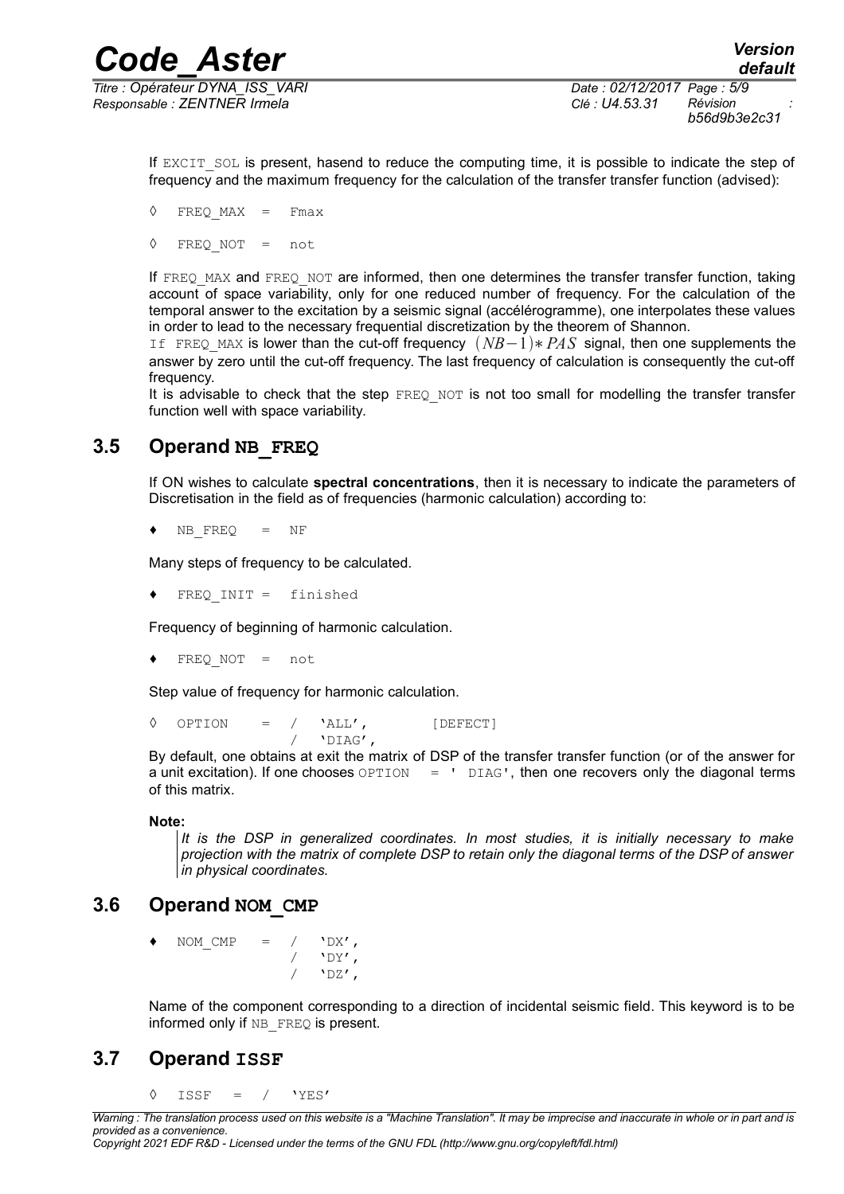If EXCIT_SOL is present, hasend to reduce the computing time, it is possible to indicate the step of frequency and the maximum frequency for the calculation of the transfer transfer function (advised):

```
◊  FREQ_MAX  =  Fmax

◊  FREQ_NOT  =  not
```

If FREQ_MAX and FREQ_NOT are informed, then one determines the transfer transfer function, taking account of space variability, only for one reduced number of frequency. For the calculation of the temporal answer to the excitation by a seismic signal (accélérogramme), one interpolates these values in order to lead to the necessary frequential discretization by the theorem of Shannon.
If FREQ_MAX is lower than the cut-off frequency $(NB-1)*PAS$ signal, then one supplements the answer by zero until the cut-off frequency. The last frequency of calculation is consequently the cut-off frequency.
It is advisable to check that the step FREQ_NOT is not too small for modelling the transfer transfer function well with space variability.

## 3.5 Operand NB_FREQ

If ON wishes to calculate **spectral concentrations**, then it is necessary to indicate the parameters of Discretisation in the field as of frequencies (harmonic calculation) according to:

```
♦  NB_FREQ  =  NF
```

Many steps of frequency to be calculated.

```
♦  FREQ_INIT =  finished
```

Frequency of beginning of harmonic calculation.

```
♦  FREQ_NOT  =  not
```

Step value of frequency for harmonic calculation.

```
◊  OPTION    =  /  'ALL',        [DEFECT]
                /  'DIAG',
```

By default, one obtains at exit the matrix of DSP of the transfer transfer function (or of the answer for a unit excitation). If one chooses OPTION = ' DIAG', then one recovers only the diagonal terms of this matrix.

**Note:**

*It is the DSP in generalized coordinates. In most studies, it is initially necessary to make projection with the matrix of complete DSP to retain only the diagonal terms of the DSP of answer in physical coordinates.*

## 3.6 Operand NOM_CMP

```
♦  NOM_CMP   =  /  'DX',
                /  'DY',
                /  'DZ',
```

Name of the component corresponding to a direction of incidental seismic field. This keyword is to be informed only if NB_FREQ is present.

## 3.7 Operand ISSF

```
◊  ISSF  =  /  'YES'
```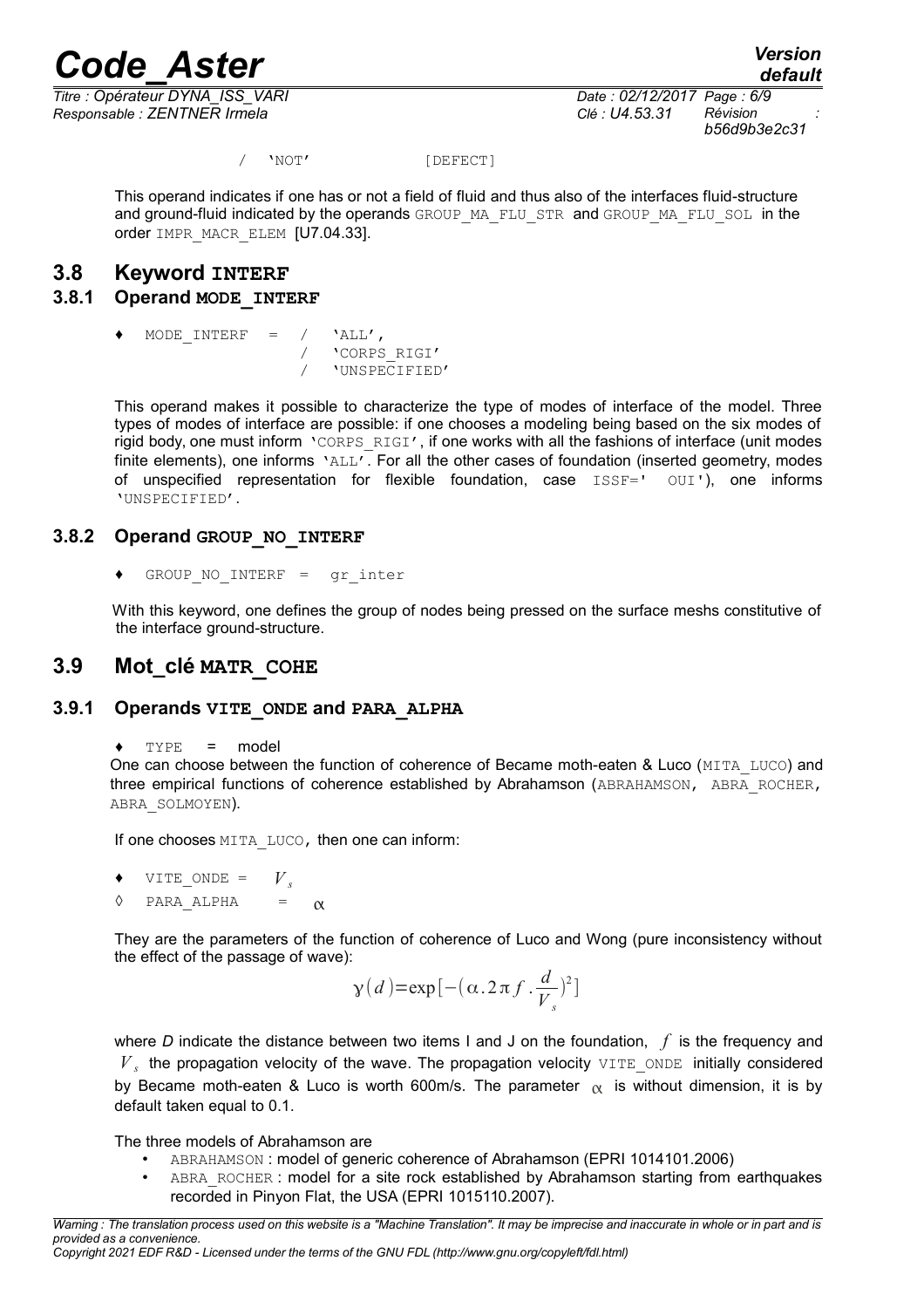/ 'NOT' [DEFECT]

This operand indicates if one has or not a field of fluid and thus also of the interfaces fluid-structure and ground-fluid indicated by the operands GROUP_MA_FLU_STR and GROUP_MA_FLU_SOL in the order IMPR_MACR_ELEM [U7.04.33].

## 3.8 Keyword INTERF

### 3.8.1 Operand MODE_INTERF

```
♦ MODE_INTERF = / 'ALL',
                / 'CORPS_RIGI'
                / 'UNSPECIFIED'
```

This operand makes it possible to characterize the type of modes of interface of the model. Three types of modes of interface are possible: if one chooses a modeling being based on the six modes of rigid body, one must inform 'CORPS_RIGI', if one works with all the fashions of interface (unit modes finite elements), one informs 'ALL'. For all the other cases of foundation (inserted geometry, modes of unspecified representation for flexible foundation, case ISSF=' OUI'), one informs 'UNSPECIFIED'.

### 3.8.2 Operand GROUP_NO_INTERF

```
♦ GROUP_NO_INTERF = gr_inter
```

With this keyword, one defines the group of nodes being pressed on the surface meshs constitutive of the interface ground-structure.

## 3.9 Mot_clé MATR_COHE

### 3.9.1 Operands VITE_ONDE and PARA_ALPHA

♦ TYPE = model

One can choose between the function of coherence of Became moth-eaten & Luco (MITA_LUCO) and three empirical functions of coherence established by Abrahamson (ABRAHAMSON, ABRA_ROCHER, ABRA_SOLMOYEN).

If one chooses MITA_LUCO, then one can inform:

♦ VITE_ONDE = $V_s$

◊ PARA_ALPHA = $\alpha$

They are the parameters of the function of coherence of Luco and Wong (pure inconsistency without the effect of the passage of wave):

$$\gamma(d)=\exp[-(\alpha . 2\pi f . \frac{d}{V_s})^2]$$

where *D* indicate the distance between two items I and J on the foundation, $f$ is the frequency and $V_s$ the propagation velocity of the wave. The propagation velocity VITE_ONDE initially considered by Became moth-eaten & Luco is worth 600m/s. The parameter $\alpha$ is without dimension, it is by default taken equal to 0.1.

The three models of Abrahamson are

- ABRAHAMSON : model of generic coherence of Abrahamson (EPRI 1014101.2006)
- ABRA_ROCHER : model for a site rock established by Abrahamson starting from earthquakes recorded in Pinyon Flat, the USA (EPRI 1015110.2007).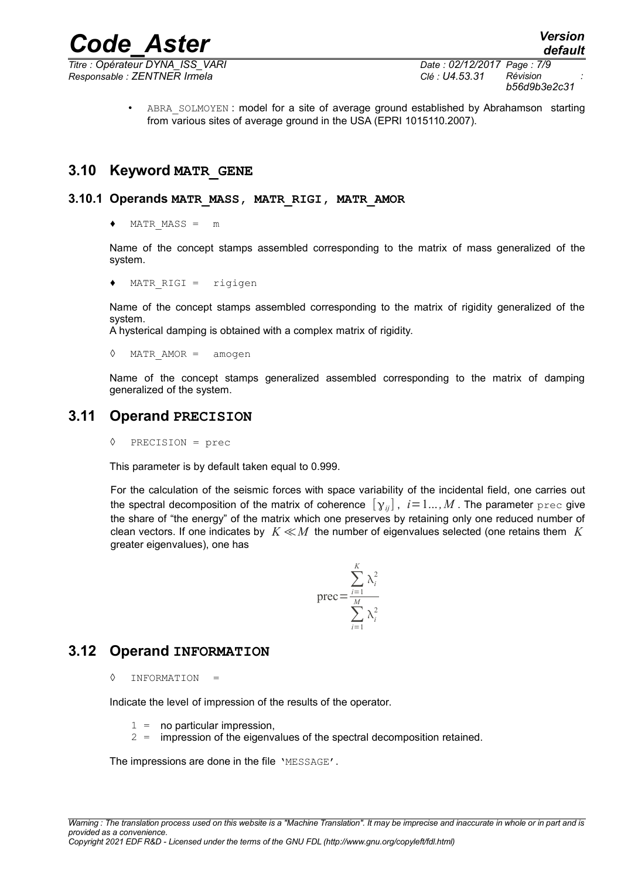- ABRA_SOLMOYEN : model for a site of average ground established by Abrahamson starting from various sites of average ground in the USA (EPRI 1015110.2007).

## 3.10 Keyword MATR_GENE

### 3.10.1 Operands MATR_MASS, MATR_RIGI, MATR_AMOR

♦ MATR_MASS = m

Name of the concept stamps assembled corresponding to the matrix of mass generalized of the system.

♦ MATR_RIGI = rigigen

Name of the concept stamps assembled corresponding to the matrix of rigidity generalized of the system.
A hysterical damping is obtained with a complex matrix of rigidity.

◊ MATR_AMOR = amogen

Name of the concept stamps generalized assembled corresponding to the matrix of damping generalized of the system.

## 3.11 Operand PRECISION

◊ PRECISION = prec

This parameter is by default taken equal to 0.999.

For the calculation of the seismic forces with space variability of the incidental field, one carries out the spectral decomposition of the matrix of coherence $[\gamma_{ij}]$, $i=1...,M$. The parameter prec give the share of "the energy" of the matrix which one preserves by retaining only one reduced number of clean vectors. If one indicates by $K \ll M$ the number of eigenvalues selected (one retains them $K$ greater eigenvalues), one has

$$\text{prec}=\frac{\sum_{i=1}^{K}\lambda_i^2}{\sum_{i=1}^{M}\lambda_i^2}$$

## 3.12 Operand INFORMATION

◊ INFORMATION =

Indicate the level of impression of the results of the operator.

1 = no particular impression,
2 = impression of the eigenvalues of the spectral decomposition retained.

The impressions are done in the file 'MESSAGE'.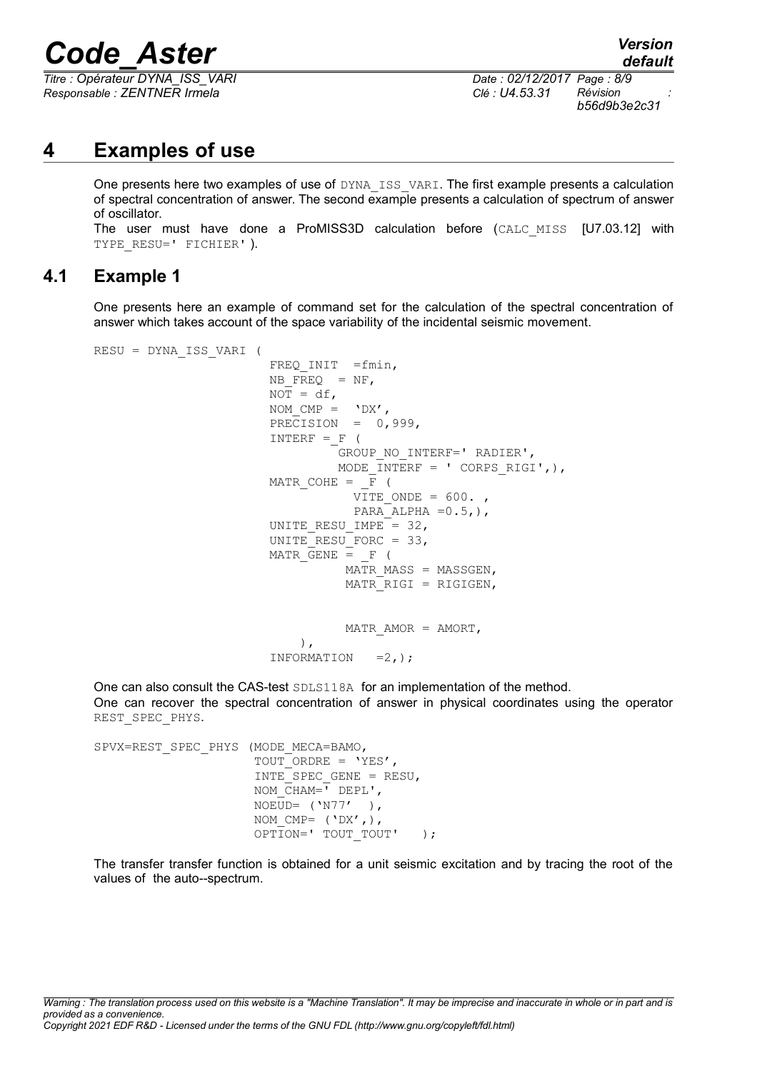# 4 Examples of use

One presents here two examples of use of DYNA_ISS_VARI. The first example presents a calculation of spectral concentration of answer. The second example presents a calculation of spectrum of answer of oscillator.

The user must have done a ProMISS3D calculation before (CALC_MISS [U7.03.12] with TYPE_RESU=' FICHIER' ).

## 4.1 Example 1

One presents here an example of command set for the calculation of the spectral concentration of answer which takes account of the space variability of the incidental seismic movement.

```
RESU = DYNA_ISS_VARI (
                        FREQ_INIT  =fmin,
                        NB_FREQ  = NF,
                        NOT = df,
                        NOM_CMP =  'DX',
                        PRECISION  =  0,999,
                        INTERF =_F (
                                GROUP_NO_INTERF=' RADIER',
                                MODE_INTERF = ' CORPS_RIGI',),
                        MATR_COHE = _F (
                                 VITE_ONDE = 600. ,
                                 PARA_ALPHA =0.5,),
                        UNITE_RESU_IMPE = 32,
                        UNITE_RESU_FORC = 33,
                        MATR_GENE = _F (
                                 MATR_MASS = MASSGEN,
                                 MATR_RIGI = RIGIGEN,


                                 MATR_AMOR = AMORT,
                            ),
                        INFORMATION   =2,);
```

One can also consult the CAS-test SDLS118A for an implementation of the method.

One can recover the spectral concentration of answer in physical coordinates using the operator REST_SPEC_PHYS.

```
SPVX=REST_SPEC_PHYS (MODE_MECA=BAMO,
                     TOUT_ORDRE = 'YES',
                     INTE_SPEC_GENE = RESU,
                     NOM_CHAM=' DEPL',
                     NOEUD= ('N77'  ),
                     NOM_CMP= ('DX',),
                     OPTION=' TOUT_TOUT'   );
```

The transfer transfer function is obtained for a unit seismic excitation and by tracing the root of the values of the auto--spectrum.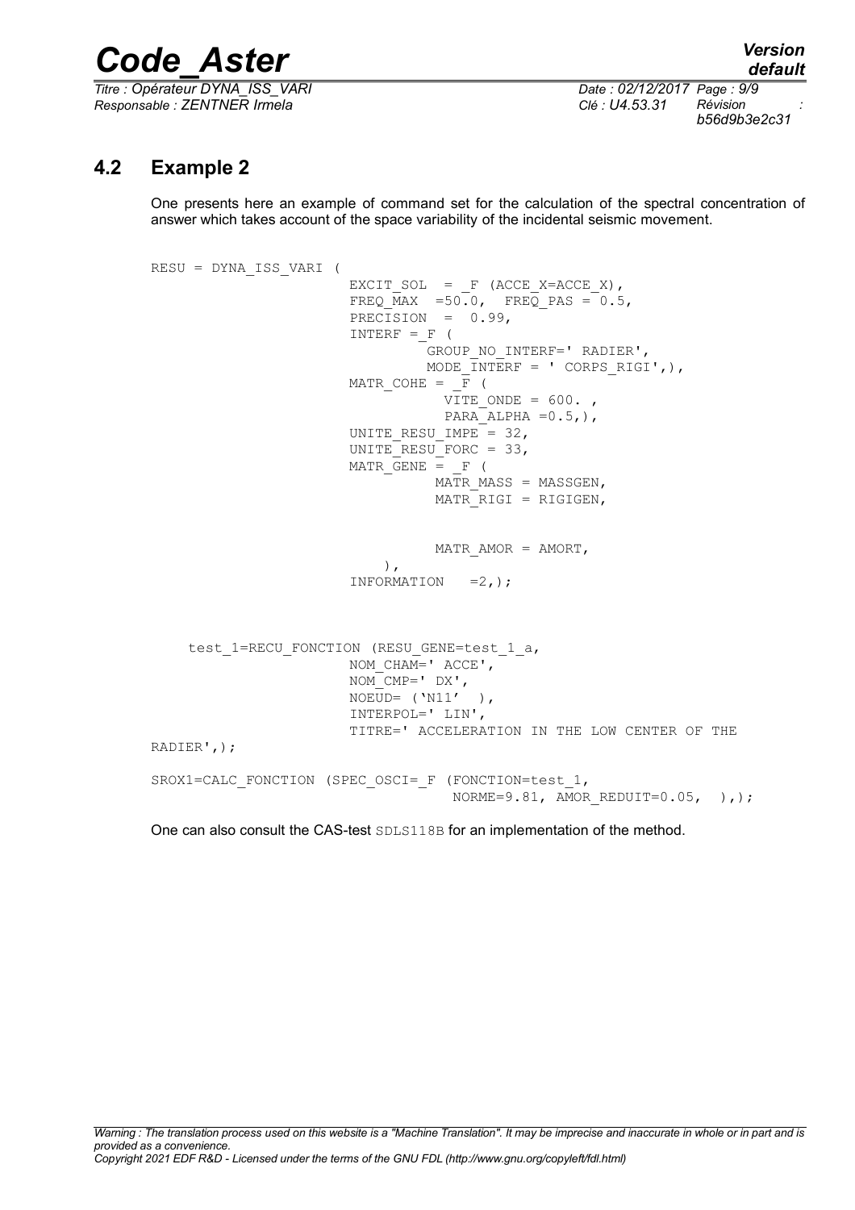## 4.2 Example 2

One presents here an example of command set for the calculation of the spectral concentration of answer which takes account of the space variability of the incidental seismic movement.

```
RESU = DYNA_ISS_VARI (
                        EXCIT_SOL  = _F (ACCE_X=ACCE_X),
                        FREQ_MAX  =50.0,  FREQ_PAS = 0.5,
                        PRECISION  =  0.99,
                        INTERF =_F (
                                 GROUP_NO_INTERF=' RADIER',
                                 MODE_INTERF = ' CORPS_RIGI',),
                        MATR_COHE = _F (
                                  VITE_ONDE = 600. ,
                                  PARA_ALPHA =0.5,),
                        UNITE_RESU_IMPE = 32,
                        UNITE_RESU_FORC = 33,
                        MATR_GENE = _F (
                                  MATR_MASS = MASSGEN,
                                  MATR_RIGI = RIGIGEN,


                                  MATR_AMOR = AMORT,
                             ),
                        INFORMATION   =2,);



    test_1=RECU_FONCTION (RESU_GENE=test_1_a,
                        NOM_CHAM=' ACCE',
                        NOM_CMP=' DX',
                        NOEUD= ('N11'  ),
                        INTERPOL=' LIN',
                        TITRE=' ACCELERATION IN THE LOW CENTER OF THE
RADIER',);

SROX1=CALC_FONCTION (SPEC_OSCI=_F (FONCTION=test_1,
                                    NORME=9.81, AMOR_REDUIT=0.05,  ),);
```

One can also consult the CAS-test SDLS118B for an implementation of the method.